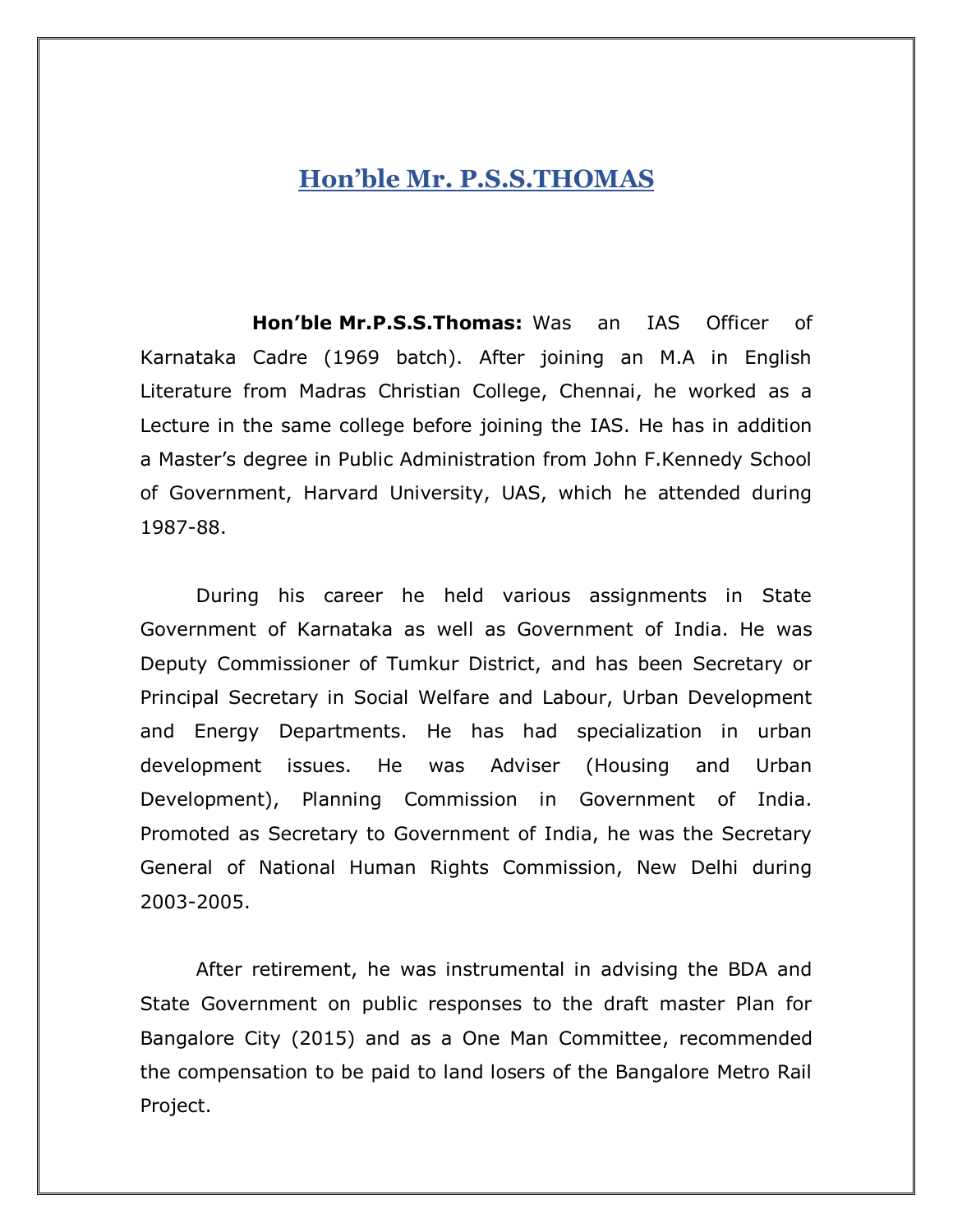# Hon'ble Mr. P.S.S.THOMAS

**Hon'ble Mr.P.S.S.Thomas:** Was an IAS Officer of Karnataka Cadre (1969 batch). After joining an M.A in English Literature from Madras Christian College, Chennai, he worked as a Lecture in the same college before joining the IAS. He has in addition a Master's degree in Public Administration from John F.Kennedy School of Government, Harvard University, UAS, which he attended during 1987-88.

During his career he held various assignments in State Government of Karnataka as well as Government of India. He was Deputy Commissioner of Tumkur District, and has been Secretary or Principal Secretary in Social Welfare and Labour, Urban Development and Energy Departments. He has had specialization in urban development issues. He was Adviser (Housing and Urban Development), Planning Commission in Government of India. Promoted as Secretary to Government of India, he was the Secretary General of National Human Rights Commission, New Delhi during 2003-2005.

After retirement, he was instrumental in advising the BDA and State Government on public responses to the draft master Plan for Bangalore City (2015) and as a One Man Committee, recommended the compensation to be paid to land losers of the Bangalore Metro Rail Project.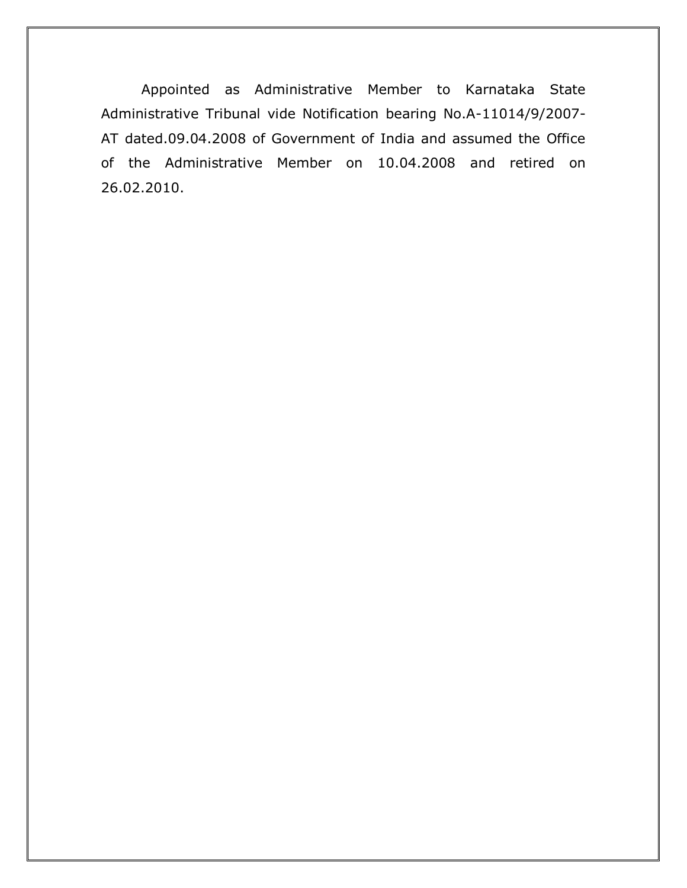Appointed as Administrative Member to Karnataka State Administrative Tribunal vide Notification bearing No.A-11014/9/2007-AT dated.09.04.2008 of Government of India and assumed the Office of the Administrative Member on 10.04.2008 and retired on 26.02.2010.